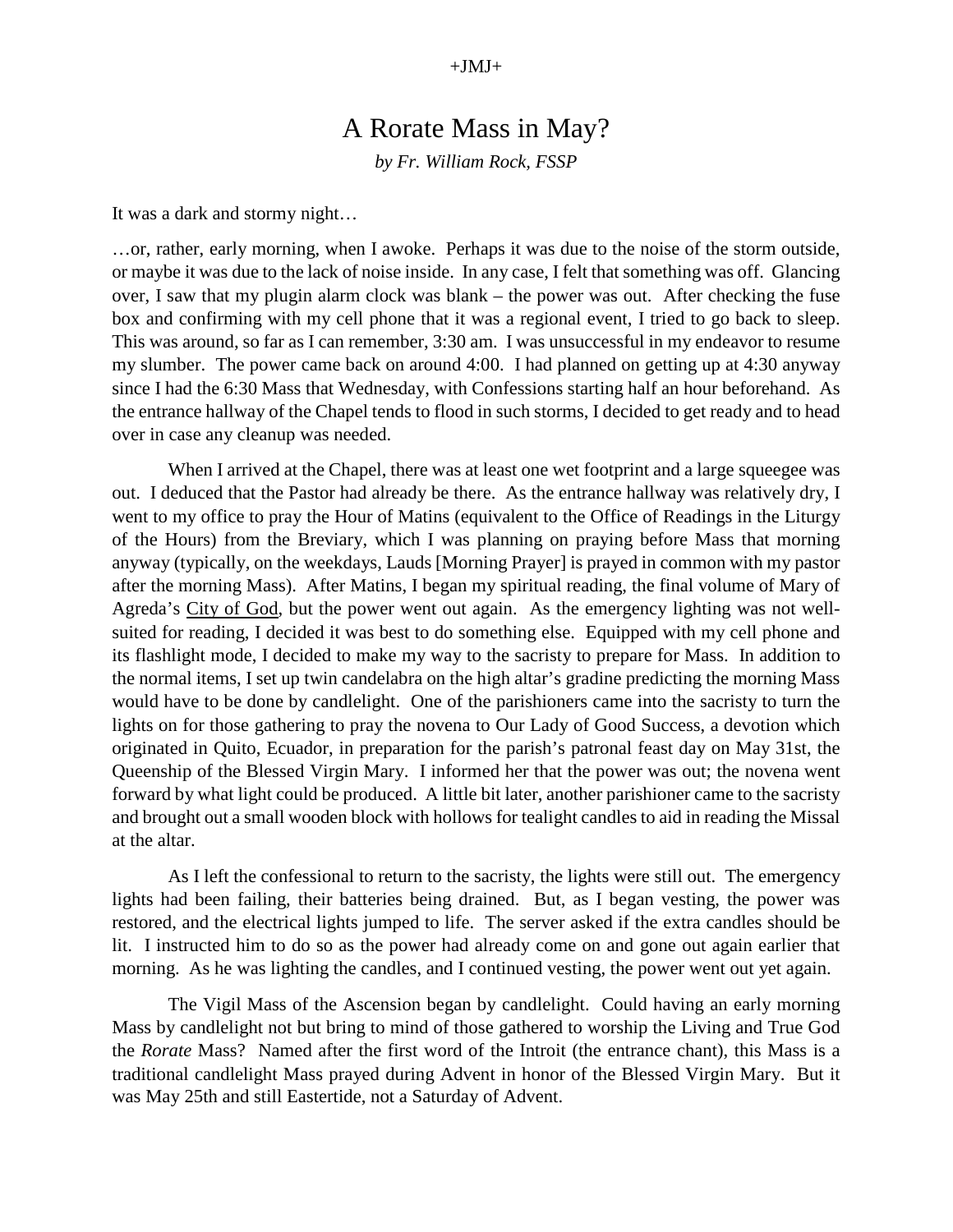+JMJ+

# A Rorate Mass in May?

*by Fr. William Rock, FSSP*

It was a dark and stormy night…

…or, rather, early morning, when I awoke. Perhaps it was due to the noise of the storm outside, or maybe it was due to the lack of noise inside. In any case, I felt that something was off. Glancing over, I saw that my plugin alarm clock was blank – the power was out. After checking the fuse box and confirming with my cell phone that it was a regional event, I tried to go back to sleep. This was around, so far as I can remember, 3:30 am. I was unsuccessful in my endeavor to resume my slumber. The power came back on around 4:00. I had planned on getting up at 4:30 anyway since I had the 6:30 Mass that Wednesday, with Confessions starting half an hour beforehand. As the entrance hallway of the Chapel tends to flood in such storms, I decided to get ready and to head over in case any cleanup was needed.

When I arrived at the Chapel, there was at least one wet footprint and a large squeegee was out. I deduced that the Pastor had already be there. As the entrance hallway was relatively dry, I went to my office to pray the Hour of Matins (equivalent to the Office of Readings in the Liturgy of the Hours) from the Breviary, which I was planning on praying before Mass that morning anyway (typically, on the weekdays, Lauds [Morning Prayer] is prayed in common with my pastor after the morning Mass). After Matins, I began my spiritual reading, the final volume of Mary of Agreda's <u>City of God</u>, but the power went out again. As the emergency lighting was not well-suited for reading, I decided it was best to do something else. Equipped with my cell phone and its flashlight mode, I decided to make my way to the sacristy to prepare for Mass. In addition to the normal items, I set up twin candelabra on the high altar's gradine predicting the morning Mass would have to be done by candlelight. One of the parishioners came into the sacristy to turn the lights on for those gathering to pray the novena to Our Lady of Good Success, a devotion which originated in Quito, Ecuador, in preparation for the parish's patronal feast day on May 31st, the Queenship of the Blessed Virgin Mary. I informed her that the power was out; the novena went forward by what light could be produced. A little bit later, another parishioner came to the sacristy and brought out a small wooden block with hollows for tealight candles to aid in reading the Missal at the altar.

As I left the confessional to return to the sacristy, the lights were still out. The emergency lights had been failing, their batteries being drained. But, as I began vesting, the power was restored, and the electrical lights jumped to life. The server asked if the extra candles should be lit. I instructed him to do so as the power had already come on and gone out again earlier that morning. As he was lighting the candles, and I continued vesting, the power went out yet again.

The Vigil Mass of the Ascension began by candlelight. Could having an early morning Mass by candlelight not but bring to mind of those gathered to worship the Living and True God the *Rorate* Mass? Named after the first word of the Introit (the entrance chant), this Mass is a traditional candlelight Mass prayed during Advent in honor of the Blessed Virgin Mary. But it was May 25th and still Eastertide, not a Saturday of Advent.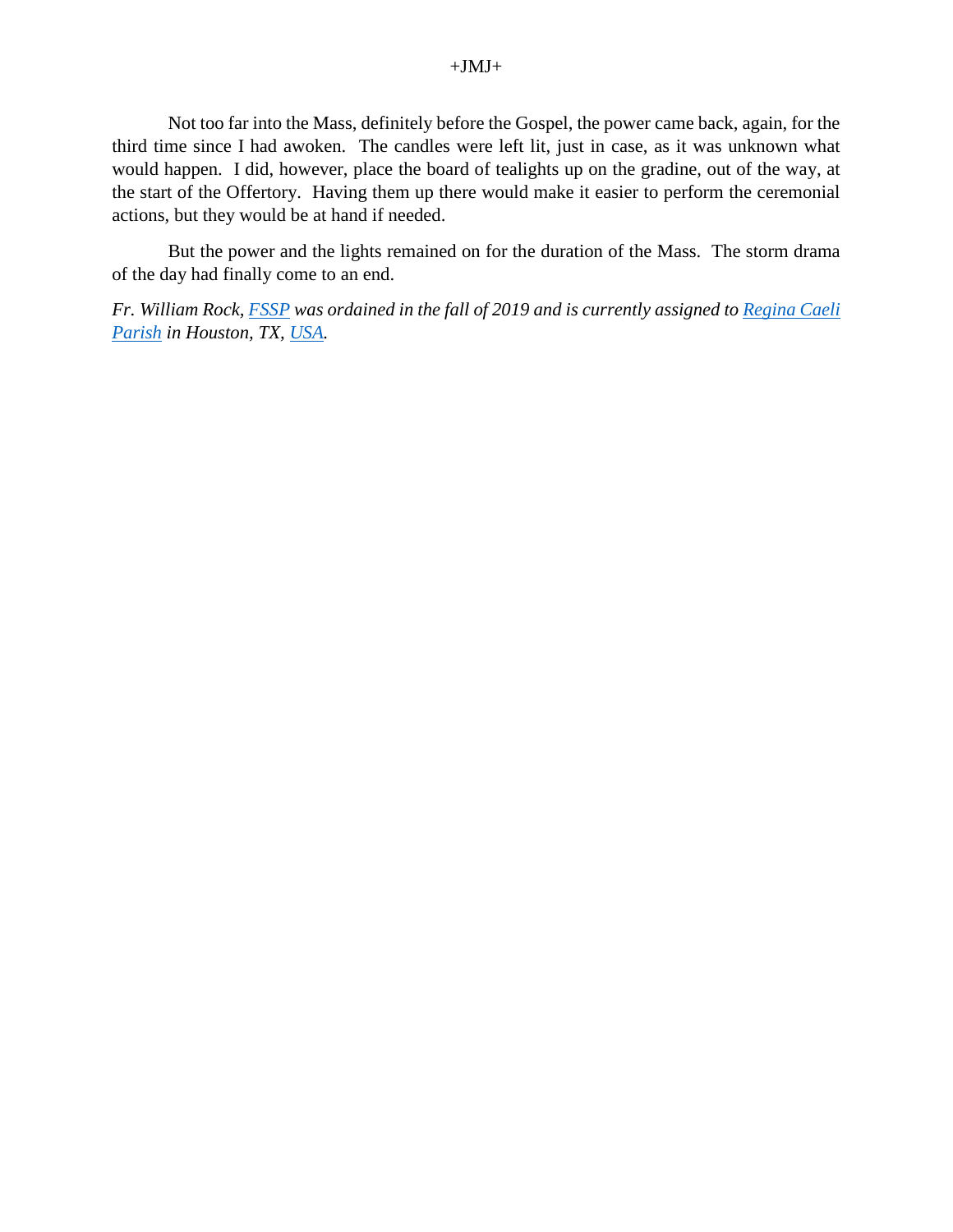Not too far into the Mass, definitely before the Gospel, the power came back, again, for the third time since I had awoken. The candles were left lit, just in case, as it was unknown what would happen. I did, however, place the board of tealights up on the gradine, out of the way, at the start of the Offertory. Having them up there would make it easier to perform the ceremonial actions, but they would be at hand if needed.

But the power and the lights remained on for the duration of the Mass. The storm drama of the day had finally come to an end.

*Fr. William Rock, FSSP was ordained in the fall of 2019 and is currently assigned to Regina Caeli Parish in Houston, TX, USA.*